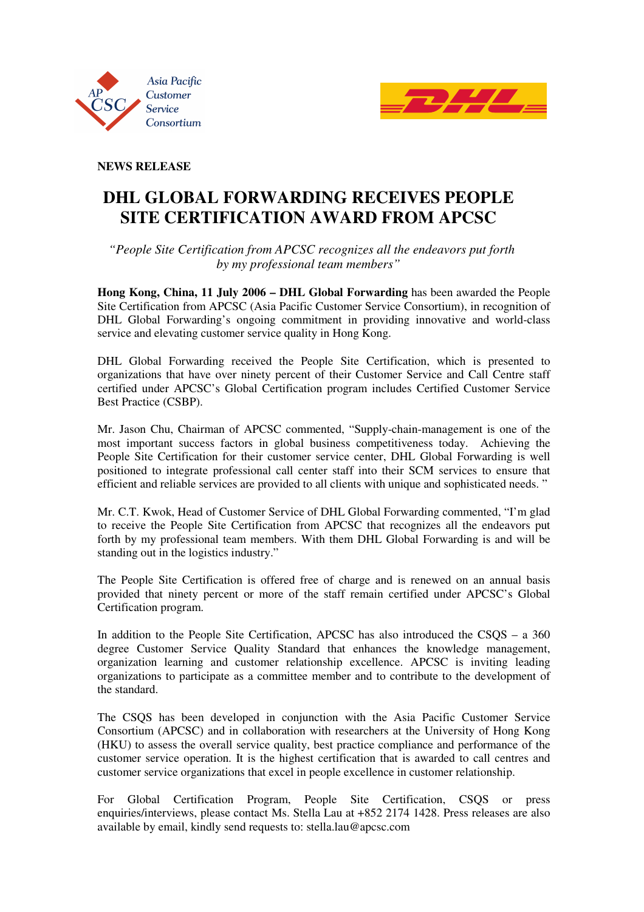Asia Pacific Customer Service Consortium

**NEWS RELEASE**

# DHL GLOBAL FORWARDING RECEIVES PEOPLE SITE CERTIFICATION AWARD FROM APCSC

*"People Site Certification from APCSC recognizes all the endeavors put forth by my professional team members"*

**Hong Kong, China, 11 July 2006 – DHL Global Forwarding** has been awarded the People Site Certification from APCSC (Asia Pacific Customer Service Consortium), in recognition of DHL Global Forwarding's ongoing commitment in providing innovative and world-class service and elevating customer service quality in Hong Kong.

DHL Global Forwarding received the People Site Certification, which is presented to organizations that have over ninety percent of their Customer Service and Call Centre staff certified under APCSC's Global Certification program includes Certified Customer Service Best Practice (CSBP).

Mr. Jason Chu, Chairman of APCSC commented, "Supply-chain-management is one of the most important success factors in global business competitiveness today. Achieving the People Site Certification for their customer service center, DHL Global Forwarding is well positioned to integrate professional call center staff into their SCM services to ensure that efficient and reliable services are provided to all clients with unique and sophisticated needs. "

Mr. C.T. Kwok, Head of Customer Service of DHL Global Forwarding commented, "I'm glad to receive the People Site Certification from APCSC that recognizes all the endeavors put forth by my professional team members. With them DHL Global Forwarding is and will be standing out in the logistics industry."

The People Site Certification is offered free of charge and is renewed on an annual basis provided that ninety percent or more of the staff remain certified under APCSC's Global Certification program.

In addition to the People Site Certification, APCSC has also introduced the CSQS – a 360 degree Customer Service Quality Standard that enhances the knowledge management, organization learning and customer relationship excellence. APCSC is inviting leading organizations to participate as a committee member and to contribute to the development of the standard.

The CSQS has been developed in conjunction with the Asia Pacific Customer Service Consortium (APCSC) and in collaboration with researchers at the University of Hong Kong (HKU) to assess the overall service quality, best practice compliance and performance of the customer service operation. It is the highest certification that is awarded to call centres and customer service organizations that excel in people excellence in customer relationship.

For Global Certification Program, People Site Certification, CSQS or press enquiries/interviews, please contact Ms. Stella Lau at +852 2174 1428. Press releases are also available by email, kindly send requests to: stella.lau@apcsc.com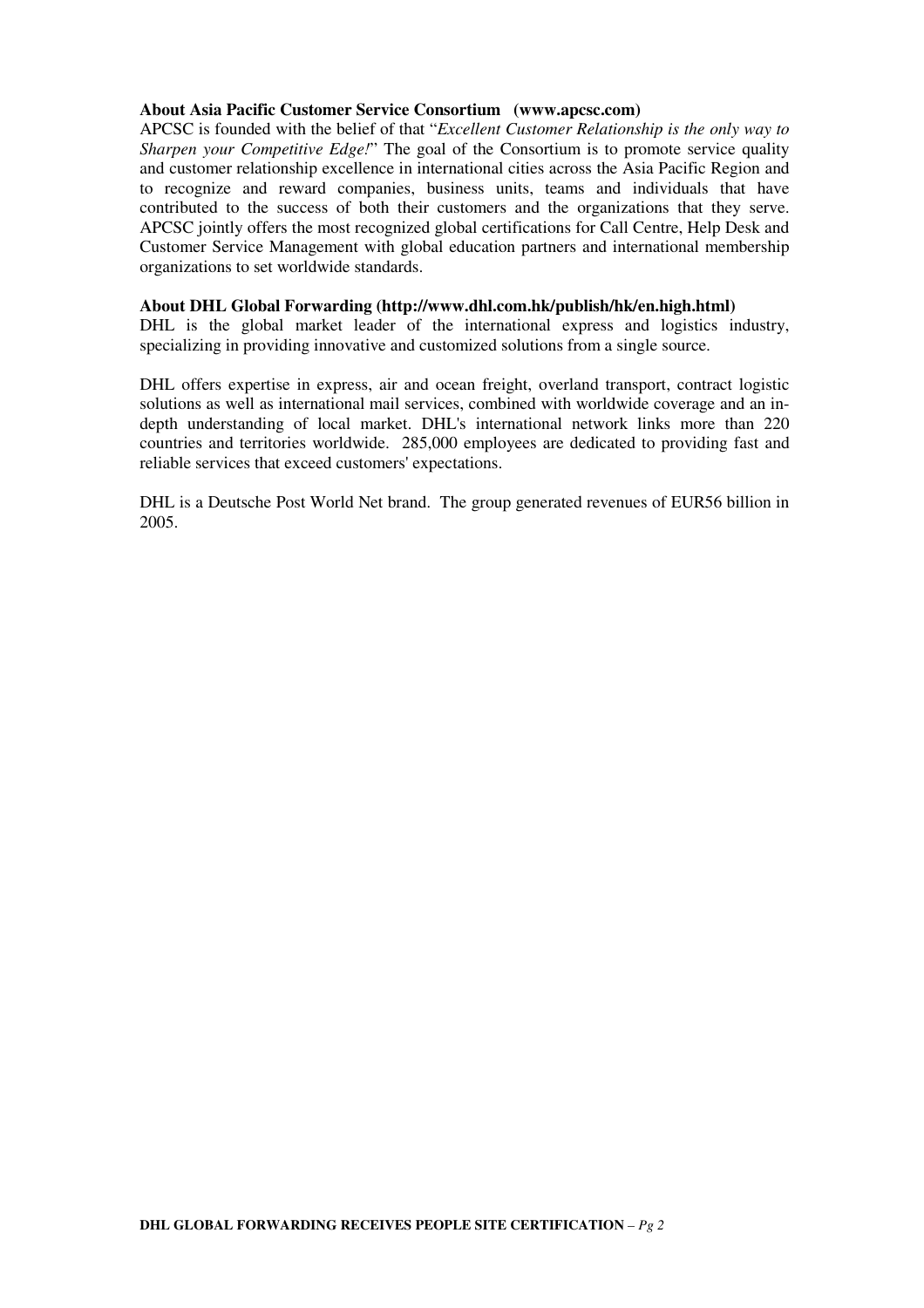**About Asia Pacific Customer Service Consortium (www.apcsc.com)**

APCSC is founded with the belief of that "*Excellent Customer Relationship is the only way to Sharpen your Competitive Edge!*" The goal of the Consortium is to promote service quality and customer relationship excellence in international cities across the Asia Pacific Region and to recognize and reward companies, business units, teams and individuals that have contributed to the success of both their customers and the organizations that they serve. APCSC jointly offers the most recognized global certifications for Call Centre, Help Desk and Customer Service Management with global education partners and international membership organizations to set worldwide standards.

**About DHL Global Forwarding (http://www.dhl.com.hk/publish/hk/en.high.html)**

DHL is the global market leader of the international express and logistics industry, specializing in providing innovative and customized solutions from a single source.

DHL offers expertise in express, air and ocean freight, overland transport, contract logistic solutions as well as international mail services, combined with worldwide coverage and an in-depth understanding of local market. DHL's international network links more than 220 countries and territories worldwide. 285,000 employees are dedicated to providing fast and reliable services that exceed customers' expectations.

DHL is a Deutsche Post World Net brand. The group generated revenues of EUR56 billion in 2005.